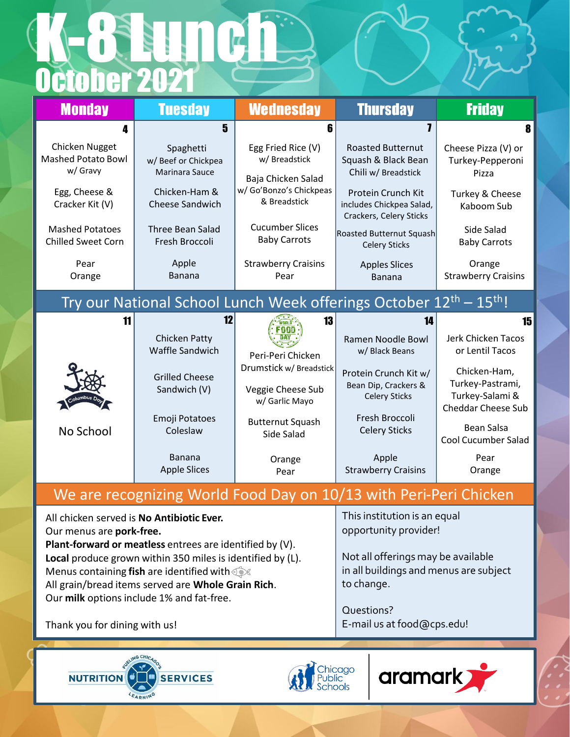# K-8 Lunch
## October 2021

| Monday | Tuesday | Wednesday | Thursday | Friday |
|---|---|---|---|---|
| **4** | **5** | **6** | **7** | **8** |
| Chicken Nugget Mashed Potato Bowl w/ Gravy<br><br>Egg, Cheese & Cracker Kit (V)<br><br>Mashed Potatoes<br>Chilled Sweet Corn<br><br>Pear<br>Orange | Spaghetti w/ Beef or Chickpea Marinara Sauce<br><br>Chicken-Ham & Cheese Sandwich<br><br>Three Bean Salad<br>Fresh Broccoli<br><br>Apple<br>Banana | Egg Fried Rice (V) w/ Breadstick<br><br>Baja Chicken Salad w/ Go'Bonzo's Chickpeas & Breadstick<br><br>Cucumber Slices<br>Baby Carrots<br><br>Strawberry Craisins<br>Pear | Roasted Butternut Squash & Black Bean Chili w/ Breadstick<br><br>Protein Crunch Kit includes Chickpea Salad, Crackers, Celery Sticks<br><br>Roasted Butternut Squash<br>Celery Sticks<br><br>Apples Slices<br>Banana | Cheese Pizza (V) or Turkey-Pepperoni Pizza<br><br>Turkey & Cheese Kaboom Sub<br><br>Side Salad<br>Baby Carrots<br><br>Orange<br>Strawberry Craisins |
| Try our National School Lunch Week offerings October 12th – 15th! | | | | |
| **11** | **12** | **13** | **14** | **15** |
| Columbus Day<br><br>No School | Chicken Patty Waffle Sandwich<br><br>Grilled Cheese Sandwich (V)<br><br>Emoji Potatoes<br>Coleslaw<br><br>Banana<br>Apple Slices | World Food Day<br><br>Peri-Peri Chicken Drumstick w/ Breadstick<br><br>Veggie Cheese Sub w/ Garlic Mayo<br><br>Butternut Squash<br>Side Salad<br><br>Orange<br>Pear | Ramen Noodle Bowl w/ Black Beans<br><br>Protein Crunch Kit w/ Bean Dip, Crackers & Celery Sticks<br><br>Fresh Broccoli<br>Celery Sticks<br><br>Apple<br>Strawberry Craisins | Jerk Chicken Tacos or Lentil Tacos<br><br>Chicken-Ham, Turkey-Pastrami, Turkey-Salami & Cheddar Cheese Sub<br><br>Bean Salsa<br>Cool Cucumber Salad<br><br>Pear<br>Orange |

We are recognizing World Food Day on 10/13 with Peri-Peri Chicken

All chicken served is **No Antibiotic Ever.**
Our menus are **pork-free.**
**Plant-forward or meatless** entrees are identified by (V).
**Local** produce grown within 350 miles is identified by (L).
Menus containing **fish** are identified with 🐟
All grain/bread items served are **Whole Grain Rich**.
Our **milk** options include 1% and fat-free.

Thank you for dining with us!

This institution is an equal opportunity provider!

Not all offerings may be available in all buildings and menus are subject to change.

Questions?
E-mail us at food@cps.edu!

NUTRITION SERVICES — Fueling Chicago's Learning | Chicago Public Schools | aramark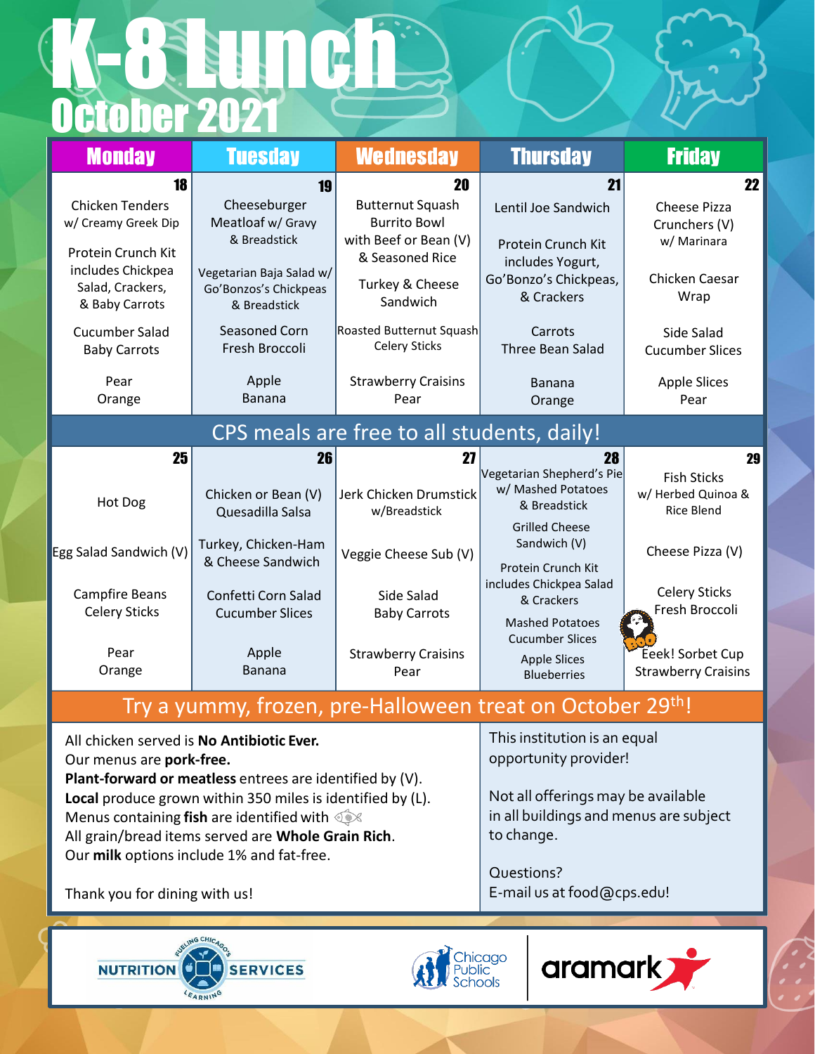# K-8 Lunch
## October 2021

| Monday | Tuesday | Wednesday | Thursday | Friday |
|---|---|---|---|---|
| **18**<br>Chicken Tenders w/ Creamy Greek Dip<br><br>Protein Crunch Kit includes Chickpea Salad, Crackers, & Baby Carrots<br><br>Cucumber Salad<br>Baby Carrots<br><br>Pear<br>Orange | **19**<br>Cheeseburger Meatloaf w/ Gravy & Breadstick<br><br>Vegetarian Baja Salad w/ Go'Bonzos's Chickpeas & Breadstick<br><br>Seasoned Corn<br>Fresh Broccoli<br><br>Apple<br>Banana | **20**<br>Butternut Squash Burrito Bowl with Beef or Bean (V) & Seasoned Rice<br><br>Turkey & Cheese Sandwich<br><br>Roasted Butternut Squash<br>Celery Sticks<br><br>Strawberry Craisins<br>Pear | **21**<br>Lentil Joe Sandwich<br><br>Protein Crunch Kit includes Yogurt, Go'Bonzo's Chickpeas, & Crackers<br><br>Carrots<br>Three Bean Salad<br><br>Banana<br>Orange | **22**<br>Cheese Pizza Crunchers (V) w/ Marinara<br><br>Chicken Caesar Wrap<br><br>Side Salad<br>Cucumber Slices<br><br>Apple Slices<br>Pear |
| CPS meals are free to all students, daily! | | | | |
| **25**<br>Hot Dog<br><br>Egg Salad Sandwich (V)<br><br>Campfire Beans<br>Celery Sticks<br><br>Pear<br>Orange | **26**<br>Chicken or Bean (V) Quesadilla Salsa<br><br>Turkey, Chicken-Ham & Cheese Sandwich<br><br>Confetti Corn Salad<br>Cucumber Slices<br><br>Apple<br>Banana | **27**<br>Jerk Chicken Drumstick w/Breadstick<br><br>Veggie Cheese Sub (V)<br><br>Side Salad<br>Baby Carrots<br><br>Strawberry Craisins<br>Pear | **28**<br>Vegetarian Shepherd's Pie w/ Mashed Potatoes & Breadstick<br><br>Grilled Cheese Sandwich (V)<br><br>Protein Crunch Kit includes Chickpea Salad & Crackers<br><br>Mashed Potatoes<br>Cucumber Slices<br><br>Apple Slices<br>Blueberries | **29**<br>Fish Sticks w/ Herbed Quinoa & Rice Blend<br><br>Cheese Pizza (V)<br><br>Celery Sticks<br>Fresh Broccoli<br><br>Eeek! Sorbet Cup<br>Strawberry Craisins |

Try a yummy, frozen, pre-Halloween treat on October 29th!

All chicken served is **No Antibiotic Ever.**
Our menus are **pork-free.**
**Plant-forward or meatless** entrees are identified by (V).
**Local** produce grown within 350 miles is identified by (L).
Menus containing **fish** are identified with 🐟
All grain/bread items served are **Whole Grain Rich**.
Our **milk** options include 1% and fat-free.

Thank you for dining with us!

This institution is an equal opportunity provider!

Not all offerings may be available in all buildings and menus are subject to change.

Questions?
E-mail us at food@cps.edu!

NUTRITION SERVICES — Fueling Chicago's Learning

Chicago Public Schools

aramark